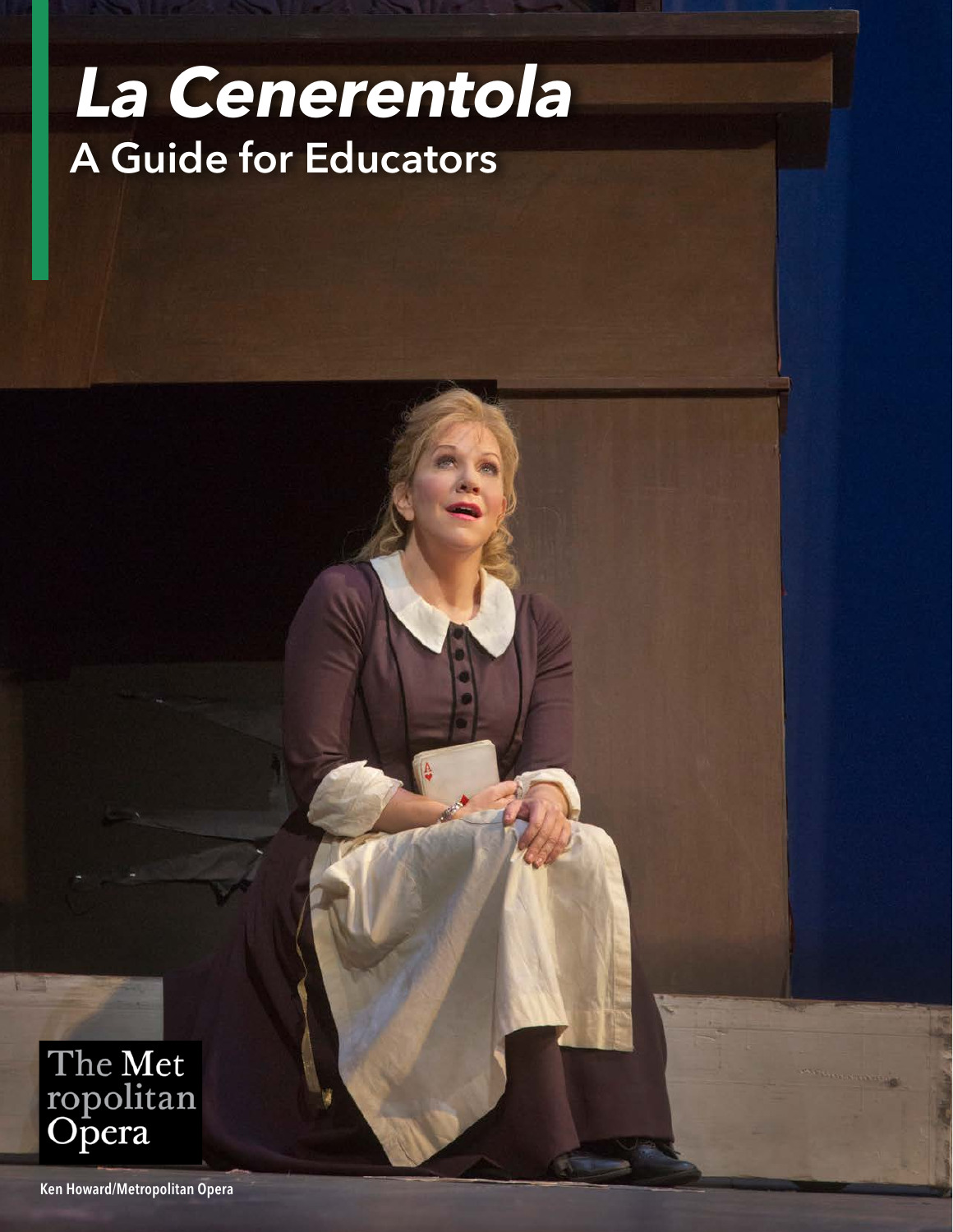# *La Cenerentola*
## A Guide for Educators

The Met
ropolitan
Opera

Ken Howard/Metropolitan Opera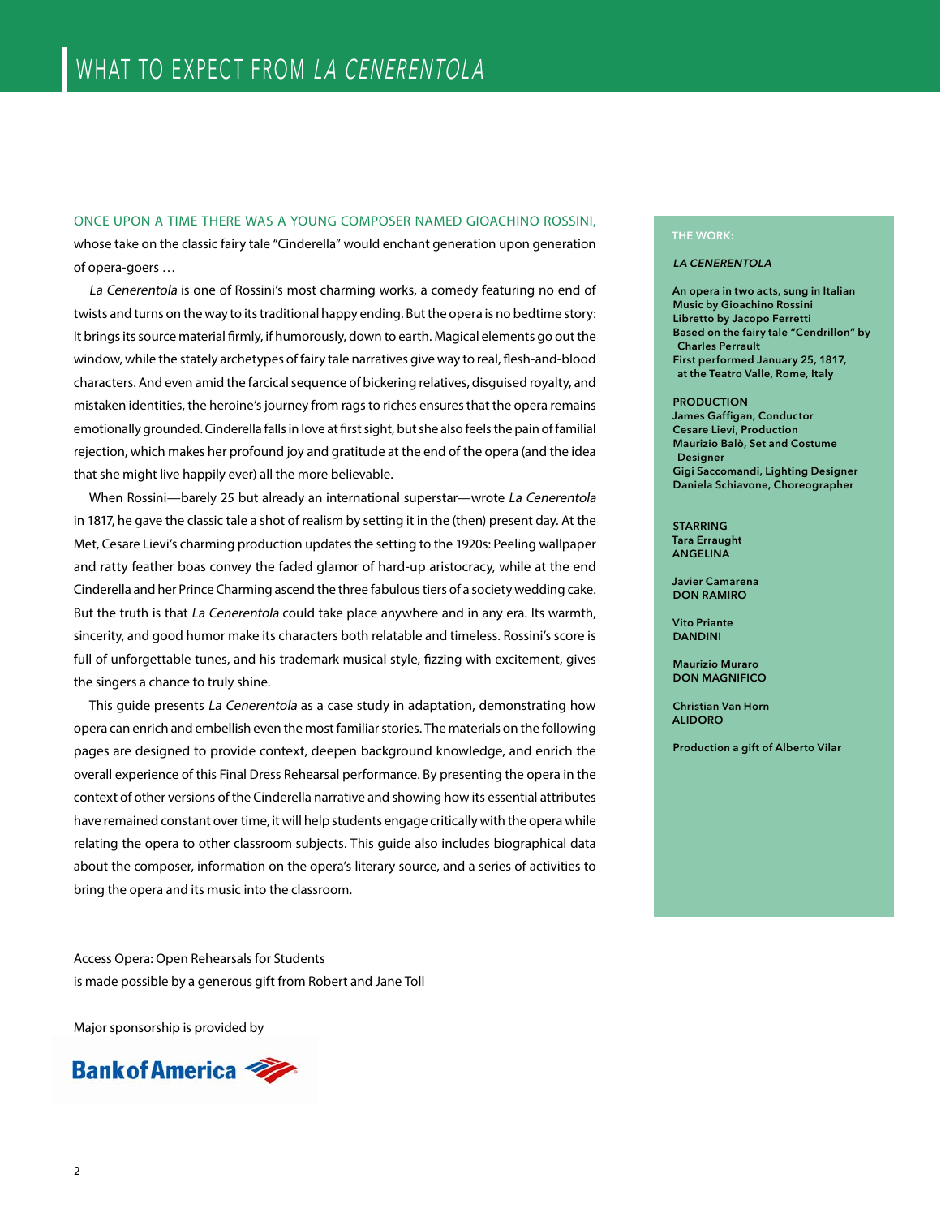# WHAT TO EXPECT FROM *LA CENERENTOLA*

ONCE UPON A TIME THERE WAS A YOUNG COMPOSER NAMED GIOACHINO ROSSINI, whose take on the classic fairy tale "Cinderella" would enchant generation upon generation of opera-goers …

*La Cenerentola* is one of Rossini's most charming works, a comedy featuring no end of twists and turns on the way to its traditional happy ending. But the opera is no bedtime story: It brings its source material firmly, if humorously, down to earth. Magical elements go out the window, while the stately archetypes of fairy tale narratives give way to real, flesh-and-blood characters. And even amid the farcical sequence of bickering relatives, disguised royalty, and mistaken identities, the heroine's journey from rags to riches ensures that the opera remains emotionally grounded. Cinderella falls in love at first sight, but she also feels the pain of familial rejection, which makes her profound joy and gratitude at the end of the opera (and the idea that she might live happily ever) all the more believable.

When Rossini—barely 25 but already an international superstar—wrote *La Cenerentola* in 1817, he gave the classic tale a shot of realism by setting it in the (then) present day. At the Met, Cesare Lievi's charming production updates the setting to the 1920s: Peeling wallpaper and ratty feather boas convey the faded glamor of hard-up aristocracy, while at the end Cinderella and her Prince Charming ascend the three fabulous tiers of a society wedding cake. But the truth is that *La Cenerentola* could take place anywhere and in any era. Its warmth, sincerity, and good humor make its characters both relatable and timeless. Rossini's score is full of unforgettable tunes, and his trademark musical style, fizzing with excitement, gives the singers a chance to truly shine.

This guide presents *La Cenerentola* as a case study in adaptation, demonstrating how opera can enrich and embellish even the most familiar stories. The materials on the following pages are designed to provide context, deepen background knowledge, and enrich the overall experience of this Final Dress Rehearsal performance. By presenting the opera in the context of other versions of the Cinderella narrative and showing how its essential attributes have remained constant over time, it will help students engage critically with the opera while relating the opera to other classroom subjects. This guide also includes biographical data about the composer, information on the opera's literary source, and a series of activities to bring the opera and its music into the classroom.

Access Opera: Open Rehearsals for Students
is made possible by a generous gift from Robert and Jane Toll

Major sponsorship is provided by

Bank of America

THE WORK:

***LA CENERENTOLA***

**An opera in two acts, sung in Italian**
**Music by Gioachino Rossini**
**Libretto by Jacopo Ferretti**
**Based on the fairy tale "Cendrillon" by Charles Perrault**
**First performed January 25, 1817, at the Teatro Valle, Rome, Italy**

**PRODUCTION**
**James Gaffigan, Conductor**
**Cesare Lievi, Production**
**Maurizio Balò, Set and Costume Designer**
**Gigi Saccomandi, Lighting Designer**
**Daniela Schiavone, Choreographer**

**STARRING**

**Tara Erraught**
**ANGELINA**

**Javier Camarena**
**DON RAMIRO**

**Vito Priante**
**DANDINI**

**Maurizio Muraro**
**DON MAGNIFICO**

**Christian Van Horn**
**ALIDORO**

**Production a gift of Alberto Vilar**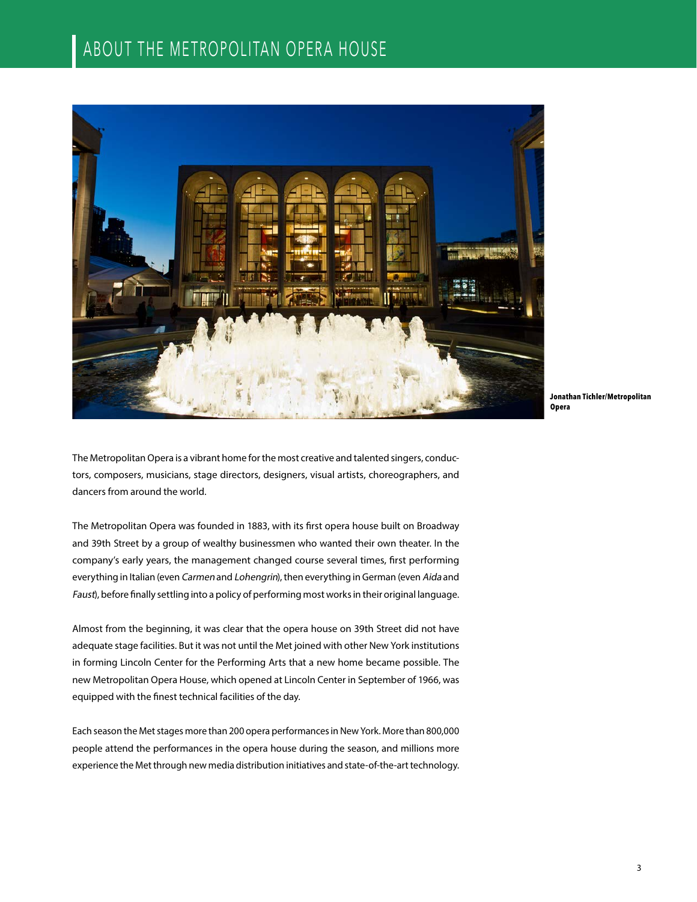# ABOUT THE METROPOLITAN OPERA HOUSE

**Jonathan Tichler/Metropolitan Opera**

The Metropolitan Opera is a vibrant home for the most creative and talented singers, conductors, composers, musicians, stage directors, designers, visual artists, choreographers, and dancers from around the world.

The Metropolitan Opera was founded in 1883, with its first opera house built on Broadway and 39th Street by a group of wealthy businessmen who wanted their own theater. In the company's early years, the management changed course several times, first performing everything in Italian (even *Carmen* and *Lohengrin*), then everything in German (even *Aida* and *Faust*), before finally settling into a policy of performing most works in their original language.

Almost from the beginning, it was clear that the opera house on 39th Street did not have adequate stage facilities. But it was not until the Met joined with other New York institutions in forming Lincoln Center for the Performing Arts that a new home became possible. The new Metropolitan Opera House, which opened at Lincoln Center in September of 1966, was equipped with the finest technical facilities of the day.

Each season the Met stages more than 200 opera performances in New York. More than 800,000 people attend the performances in the opera house during the season, and millions more experience the Met through new media distribution initiatives and state-of-the-art technology.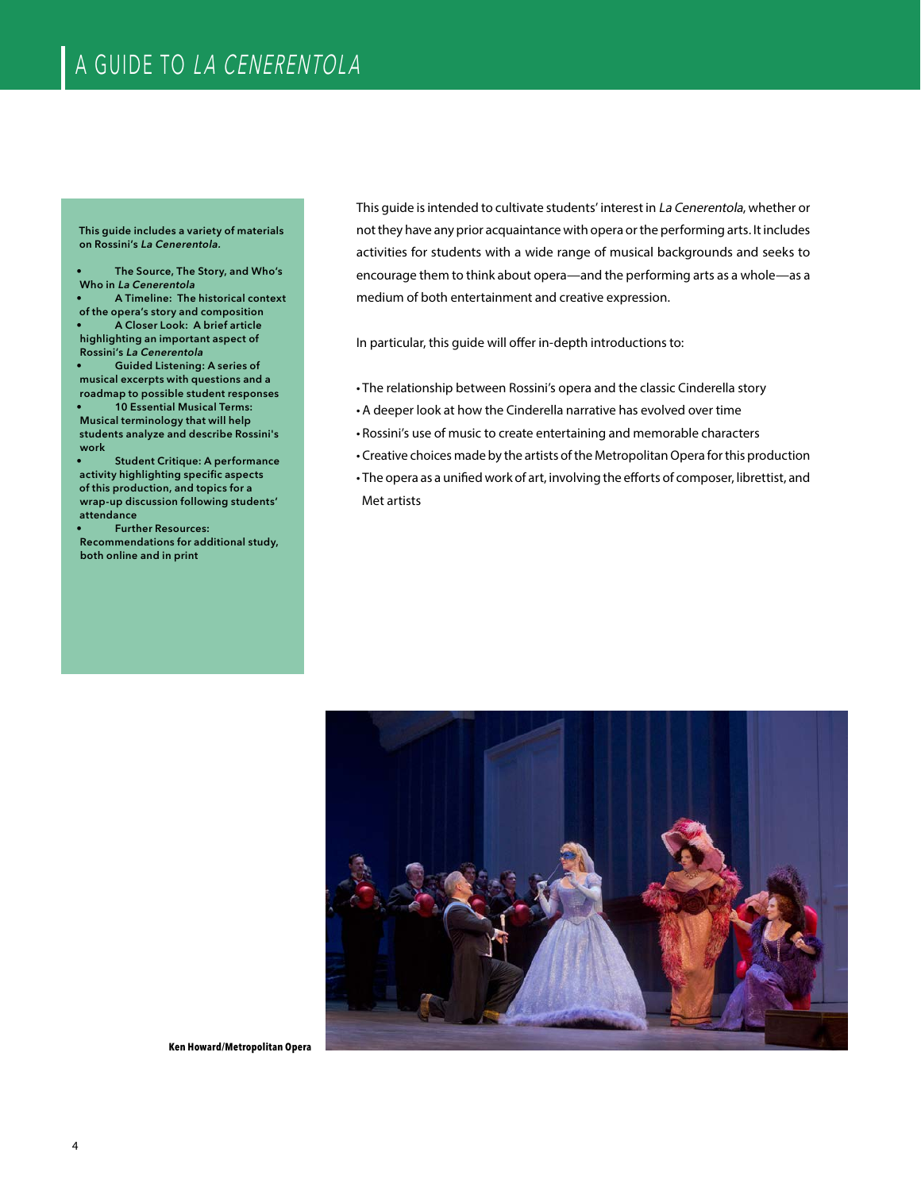# A GUIDE TO *LA CENERENTOLA*

**This guide includes a variety of materials on Rossini's *La Cenerentola*.**

- **The Source, The Story, and Who's Who in *La Cenerentola***
- **A Timeline: The historical context of the opera's story and composition**
- **A Closer Look: A brief article highlighting an important aspect of Rossini's *La Cenerentola***
- **Guided Listening: A series of musical excerpts with questions and a roadmap to possible student responses**
- **10 Essential Musical Terms: Musical terminology that will help students analyze and describe Rossini's work**
- **Student Critique: A performance activity highlighting specific aspects of this production, and topics for a wrap-up discussion following students' attendance**
- **Further Resources: Recommendations for additional study, both online and in print**

This guide is intended to cultivate students' interest in *La Cenerentola*, whether or not they have any prior acquaintance with opera or the performing arts. It includes activities for students with a wide range of musical backgrounds and seeks to encourage them to think about opera—and the performing arts as a whole—as a medium of both entertainment and creative expression.

In particular, this guide will offer in-depth introductions to:

- The relationship between Rossini's opera and the classic Cinderella story
- A deeper look at how the Cinderella narrative has evolved over time
- Rossini's use of music to create entertaining and memorable characters
- Creative choices made by the artists of the Metropolitan Opera for this production
- The opera as a unified work of art, involving the efforts of composer, librettist, and Met artists

**Ken Howard/Metropolitan Opera**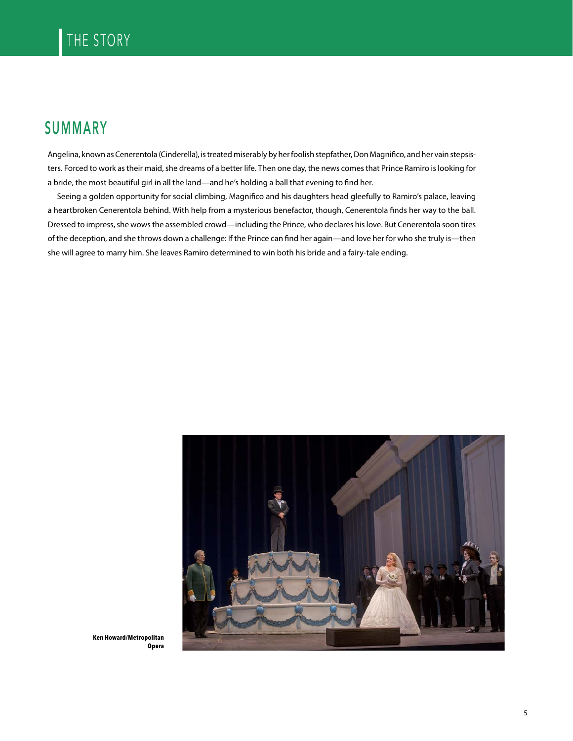# THE STORY

## SUMMARY

Angelina, known as Cenerentola (Cinderella), is treated miserably by her foolish stepfather, Don Magnifico, and her vain stepsisters. Forced to work as their maid, she dreams of a better life. Then one day, the news comes that Prince Ramiro is looking for a bride, the most beautiful girl in all the land—and he's holding a ball that evening to find her.

Seeing a golden opportunity for social climbing, Magnifico and his daughters head gleefully to Ramiro's palace, leaving a heartbroken Cenerentola behind. With help from a mysterious benefactor, though, Cenerentola finds her way to the ball. Dressed to impress, she wows the assembled crowd—including the Prince, who declares his love. But Cenerentola soon tires of the deception, and she throws down a challenge: If the Prince can find her again—and love her for who she truly is—then she will agree to marry him. She leaves Ramiro determined to win both his bride and a fairy-tale ending.

**Ken Howard/Metropolitan Opera**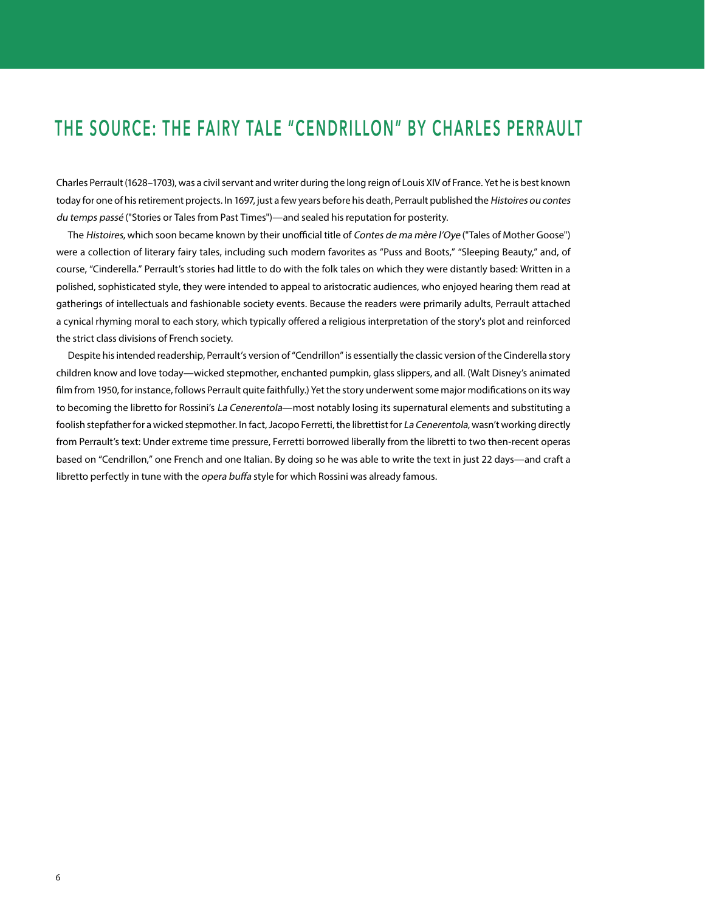## THE SOURCE: THE FAIRY TALE "CENDRILLON" BY CHARLES PERRAULT

Charles Perrault (1628–1703), was a civil servant and writer during the long reign of Louis XIV of France. Yet he is best known today for one of his retirement projects. In 1697, just a few years before his death, Perrault published the *Histoires ou contes du temps passé* ("Stories or Tales from Past Times")—and sealed his reputation for posterity.

The *Histoires*, which soon became known by their unofficial title of *Contes de ma mère l'Oye* ("Tales of Mother Goose") were a collection of literary fairy tales, including such modern favorites as "Puss and Boots," "Sleeping Beauty," and, of course, "Cinderella." Perrault's stories had little to do with the folk tales on which they were distantly based: Written in a polished, sophisticated style, they were intended to appeal to aristocratic audiences, who enjoyed hearing them read at gatherings of intellectuals and fashionable society events. Because the readers were primarily adults, Perrault attached a cynical rhyming moral to each story, which typically offered a religious interpretation of the story's plot and reinforced the strict class divisions of French society.

Despite his intended readership, Perrault's version of "Cendrillon" is essentially the classic version of the Cinderella story children know and love today—wicked stepmother, enchanted pumpkin, glass slippers, and all. (Walt Disney's animated film from 1950, for instance, follows Perrault quite faithfully.) Yet the story underwent some major modifications on its way to becoming the libretto for Rossini's *La Cenerentola*—most notably losing its supernatural elements and substituting a foolish stepfather for a wicked stepmother. In fact, Jacopo Ferretti, the librettist for *La Cenerentola*, wasn't working directly from Perrault's text: Under extreme time pressure, Ferretti borrowed liberally from the libretti to two then-recent operas based on "Cendrillon," one French and one Italian. By doing so he was able to write the text in just 22 days—and craft a libretto perfectly in tune with the *opera buffa* style for which Rossini was already famous.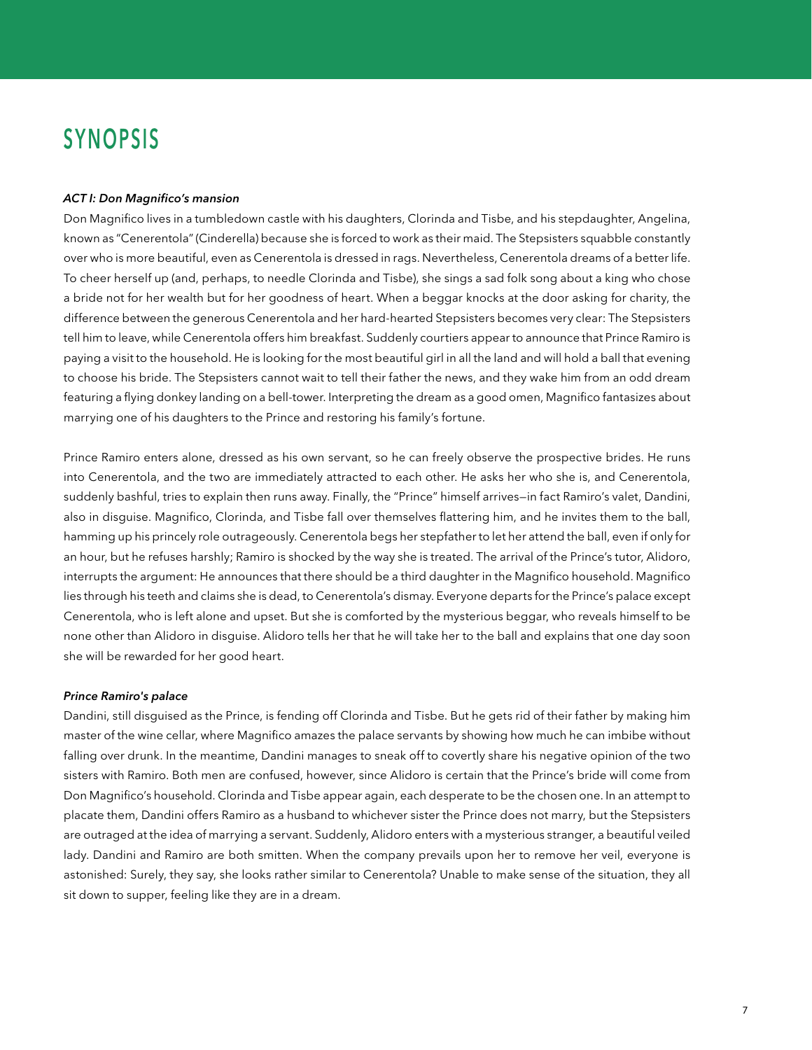# SYNOPSIS

### *ACT I: Don Magnifico's mansion*

Don Magnifico lives in a tumbledown castle with his daughters, Clorinda and Tisbe, and his stepdaughter, Angelina, known as "Cenerentola" (Cinderella) because she is forced to work as their maid. The Stepsisters squabble constantly over who is more beautiful, even as Cenerentola is dressed in rags. Nevertheless, Cenerentola dreams of a better life. To cheer herself up (and, perhaps, to needle Clorinda and Tisbe), she sings a sad folk song about a king who chose a bride not for his wealth but for her goodness of heart. When a beggar knocks at the door asking for charity, the difference between the generous Cenerentola and her hard-hearted Stepsisters becomes very clear: The Stepsisters tell him to leave, while Cenerentola offers him breakfast. Suddenly courtiers appear to announce that Prince Ramiro is paying a visit to the household. He is looking for the most beautiful girl in all the land and will hold a ball that evening to choose his bride. The Stepsisters cannot wait to tell their father the news, and they wake him from an odd dream featuring a flying donkey landing on a bell-tower. Interpreting the dream as a good omen, Magnifico fantasizes about marrying one of his daughters to the Prince and restoring his family's fortune.

Prince Ramiro enters alone, dressed as his own servant, so he can freely observe the prospective brides. He runs into Cenerentola, and the two are immediately attracted to each other. He asks her who she is, and Cenerentola, suddenly bashful, tries to explain then runs away. Finally, the "Prince" himself arrives—in fact Ramiro's valet, Dandini, also in disguise. Magnifico, Clorinda, and Tisbe fall over themselves flattering him, and he invites them to the ball, hamming up his princely role outrageously. Cenerentola begs her stepfather to let her attend the ball, even if only for an hour, but he refuses harshly; Ramiro is shocked by the way she is treated. The arrival of the Prince's tutor, Alidoro, interrupts the argument: He announces that there should be a third daughter in the Magnifico household. Magnifico lies through his teeth and claims she is dead, to Cenerentola's dismay. Everyone departs for the Prince's palace except Cenerentola, who is left alone and upset. But she is comforted by the mysterious beggar, who reveals himself to be none other than Alidoro in disguise. Alidoro tells her that he will take her to the ball and explains that one day soon she will be rewarded for her good heart.

### *Prince Ramiro's palace*

Dandini, still disguised as the Prince, is fending off Clorinda and Tisbe. But he gets rid of their father by making him master of the wine cellar, where Magnifico amazes the palace servants by showing how much he can imbibe without falling over drunk. In the meantime, Dandini manages to sneak off to covertly share his negative opinion of the two sisters with Ramiro. Both men are confused, however, since Alidoro is certain that the Prince's bride will come from Don Magnifico's household. Clorinda and Tisbe appear again, each desperate to be the chosen one. In an attempt to placate them, Dandini offers Ramiro as a husband to whichever sister the Prince does not marry, but the Stepsisters are outraged at the idea of marrying a servant. Suddenly, Alidoro enters with a mysterious stranger, a beautiful veiled lady. Dandini and Ramiro are both smitten. When the company prevails upon her to remove her veil, everyone is astonished: Surely, they say, she looks rather similar to Cenerentola? Unable to make sense of the situation, they all sit down to supper, feeling like they are in a dream.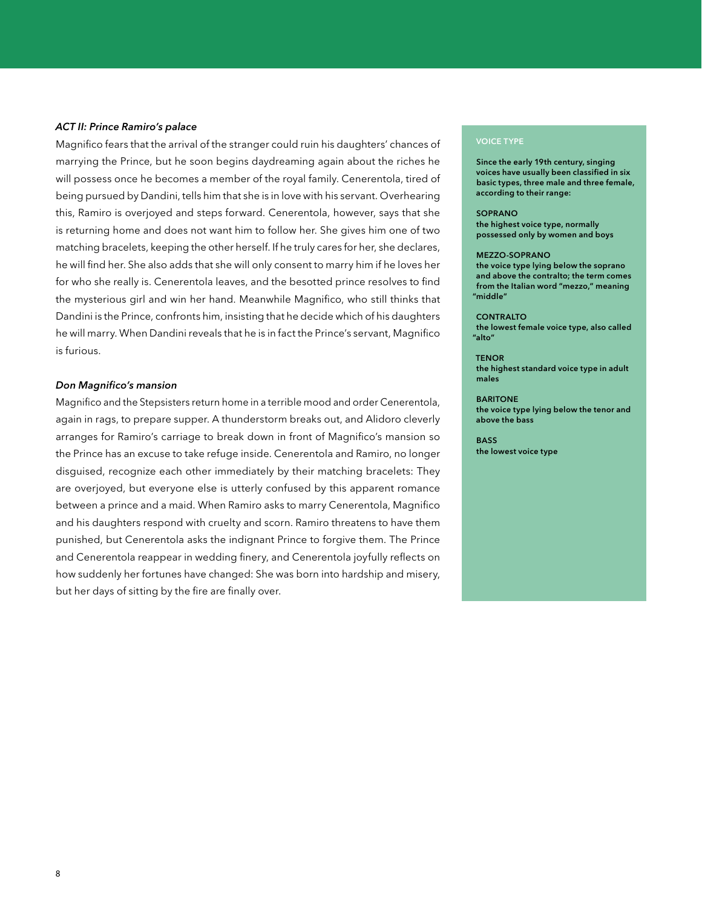### *ACT II: Prince Ramiro's palace*

Magnifico fears that the arrival of the stranger could ruin his daughters' chances of marrying the Prince, but he soon begins daydreaming again about the riches he will possess once he becomes a member of the royal family. Cenerentola, tired of being pursued by Dandini, tells him that she is in love with his servant. Overhearing this, Ramiro is overjoyed and steps forward. Cenerentola, however, says that she is returning home and does not want him to follow her. She gives him one of two matching bracelets, keeping the other herself. If he truly cares for her, she declares, he will find her. She also adds that she will only consent to marry him if he loves her for who she really is. Cenerentola leaves, and the besotted prince resolves to find the mysterious girl and win her hand. Meanwhile Magnifico, who still thinks that Dandini is the Prince, confronts him, insisting that he decide which of his daughters he will marry. When Dandini reveals that he is in fact the Prince's servant, Magnifico is furious.

### *Don Magnifico's mansion*

Magnifico and the Stepsisters return home in a terrible mood and order Cenerentola, again in rags, to prepare supper. A thunderstorm breaks out, and Alidoro cleverly arranges for Ramiro's carriage to break down in front of Magnifico's mansion so the Prince has an excuse to take refuge inside. Cenerentola and Ramiro, no longer disguised, recognize each other immediately by their matching bracelets: They are overjoyed, but everyone else is utterly confused by this apparent romance between a prince and a maid. When Ramiro asks to marry Cenerentola, Magnifico and his daughters respond with cruelty and scorn. Ramiro threatens to have them punished, but Cenerentola asks the indignant Prince to forgive them. The Prince and Cenerentola reappear in wedding finery, and Cenerentola joyfully reflects on how suddenly her fortunes have changed: She was born into hardship and misery, but her days of sitting by the fire are finally over.

---

#### VOICE TYPE

**Since the early 19th century, singing voices have usually been classified in six basic types, three male and three female, according to their range:**

**SOPRANO**
**the highest voice type, normally possessed only by women and boys**

**MEZZO-SOPRANO**
**the voice type lying below the soprano and above the contralto; the term comes from the Italian word "mezzo," meaning "middle"**

**CONTRALTO**
**the lowest female voice type, also called "alto"**

**TENOR**
**the highest standard voice type in adult males**

**BARITONE**
**the voice type lying below the tenor and above the bass**

**BASS**
**the lowest voice type**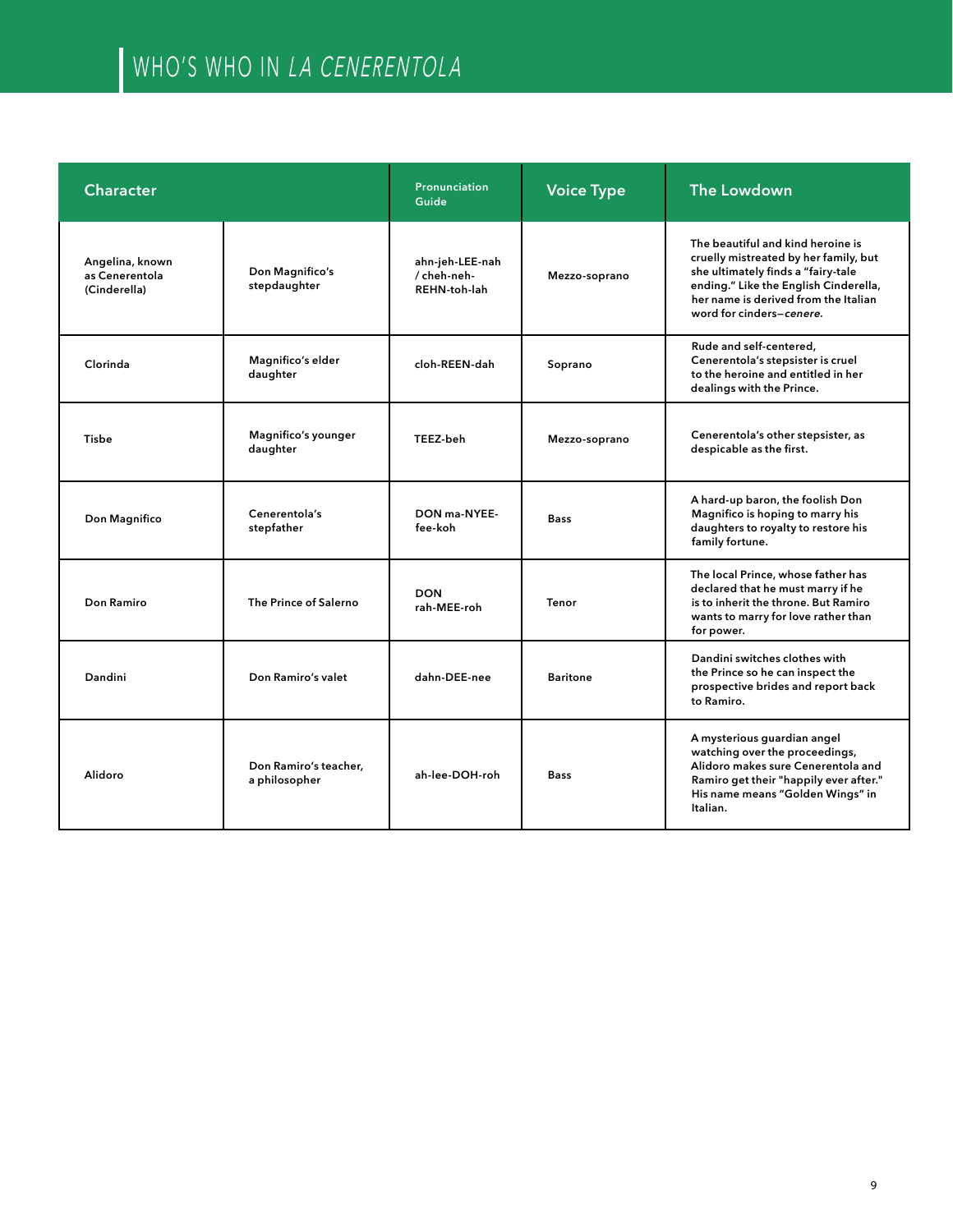# WHO'S WHO IN *LA CENERENTOLA*

| Character | | Pronunciation Guide | Voice Type | The Lowdown |
|---|---|---|---|---|
| Angelina, known as Cenerentola (Cinderella) | Don Magnifico's stepdaughter | ahn-jeh-LEE-nah / cheh-neh-REHN-toh-lah | Mezzo-soprano | The beautiful and kind heroine is cruelly mistreated by her family, but she ultimately finds a "fairy-tale ending." Like the English Cinderella, her name is derived from the Italian word for cinders—*cenere*. |
| Clorinda | Magnifico's elder daughter | cloh-REEN-dah | Soprano | Rude and self-centered, Cenerentola's stepsister is cruel to the heroine and entitled in her dealings with the Prince. |
| Tisbe | Magnifico's younger daughter | TEEZ-beh | Mezzo-soprano | Cenerentola's other stepsister, as despicable as the first. |
| Don Magnifico | Cenerentola's stepfather | DON ma-NYEE-fee-koh | Bass | A hard-up baron, the foolish Don Magnifico is hoping to marry his daughters to royalty to restore his family fortune. |
| Don Ramiro | The Prince of Salerno | DON rah-MEE-roh | Tenor | The local Prince, whose father has declared that he must marry if he is to inherit the throne. But Ramiro wants to marry for love rather than for power. |
| Dandini | Don Ramiro's valet | dahn-DEE-nee | Baritone | Dandini switches clothes with the Prince so he can inspect the prospective brides and report back to Ramiro. |
| Alidoro | Don Ramiro's teacher, a philosopher | ah-lee-DOH-roh | Bass | A mysterious guardian angel watching over the proceedings, Alidoro makes sure Cenerentola and Ramiro get their "happily ever after." His name means "Golden Wings" in Italian. |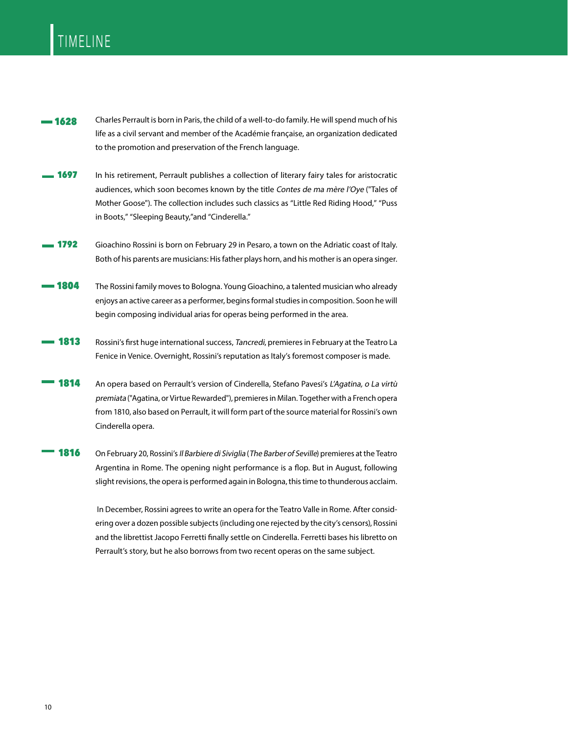# TIMELINE

**1628** Charles Perrault is born in Paris, the child of a well-to-do family. He will spend much of his life as a civil servant and member of the Académie française, an organization dedicated to the promotion and preservation of the French language.

**1697** In his retirement, Perrault publishes a collection of literary fairy tales for aristocratic audiences, which soon becomes known by the title *Contes de ma mère l'Oye* ("Tales of Mother Goose"). The collection includes such classics as "Little Red Riding Hood," "Puss in Boots," "Sleeping Beauty,"and "Cinderella."

**1792** Gioachino Rossini is born on February 29 in Pesaro, a town on the Adriatic coast of Italy. Both of his parents are musicians: His father plays horn, and his mother is an opera singer.

**1804** The Rossini family moves to Bologna. Young Gioachino, a talented musician who already enjoys an active career as a performer, begins formal studies in composition. Soon he will begin composing individual arias for operas being performed in the area.

**1813** Rossini's first huge international success, *Tancredi*, premieres in February at the Teatro La Fenice in Venice. Overnight, Rossini's reputation as Italy's foremost composer is made.

**1814** An opera based on Perrault's version of Cinderella, Stefano Pavesi's *L'Agatina, o La virtù premiata* ("Agatina, or Virtue Rewarded"), premieres in Milan. Together with a French opera from 1810, also based on Perrault, it will form part of the source material for Rossini's own Cinderella opera.

**1816** On February 20, Rossini's *Il Barbiere di Siviglia* (*The Barber of Seville*) premieres at the Teatro Argentina in Rome. The opening night performance is a flop. But in August, following slight revisions, the opera is performed again in Bologna, this time to thunderous acclaim.

In December, Rossini agrees to write an opera for the Teatro Valle in Rome. After considering over a dozen possible subjects (including one rejected by the city's censors), Rossini and the librettist Jacopo Ferretti finally settle on Cinderella. Ferretti bases his libretto on Perrault's story, but he also borrows from two recent operas on the same subject.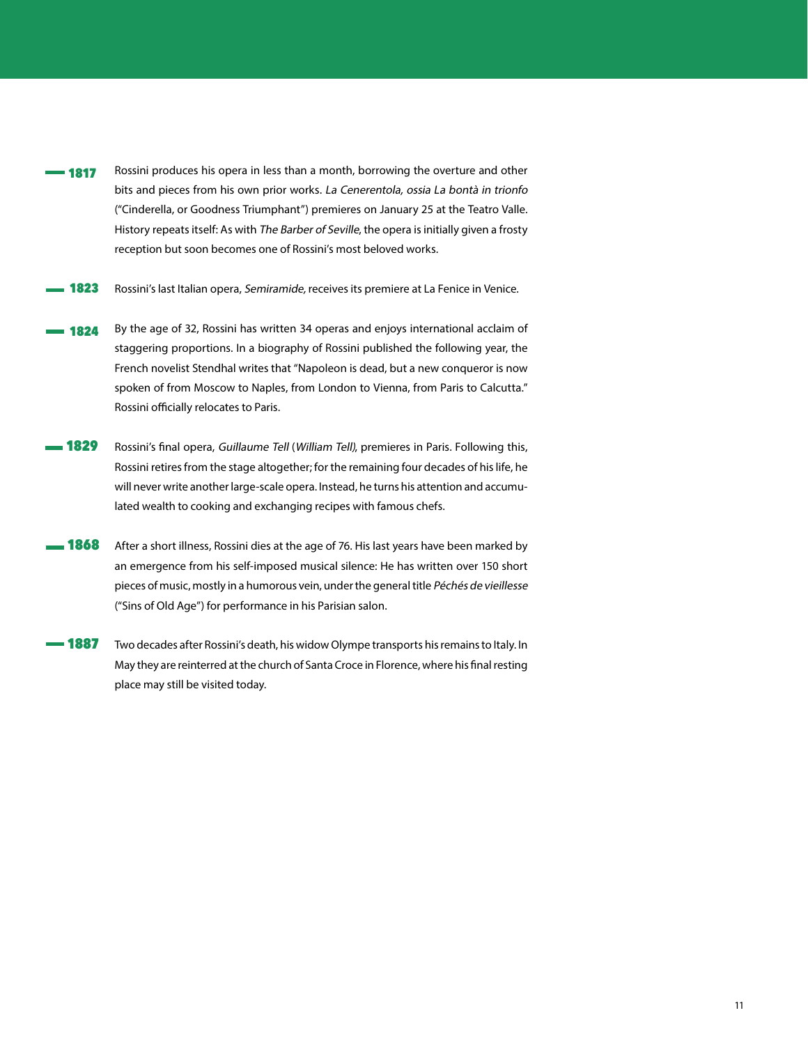**1817** Rossini produces his opera in less than a month, borrowing the overture and other bits and pieces from his own prior works. *La Cenerentola, ossia La bontà in trionfo* ("Cinderella, or Goodness Triumphant") premieres on January 25 at the Teatro Valle. History repeats itself: As with *The Barber of Seville*, the opera is initially given a frosty reception but soon becomes one of Rossini's most beloved works.

**1823** Rossini's last Italian opera, *Semiramide,* receives its premiere at La Fenice in Venice.

**1824** By the age of 32, Rossini has written 34 operas and enjoys international acclaim of staggering proportions. In a biography of Rossini published the following year, the French novelist Stendhal writes that "Napoleon is dead, but a new conqueror is now spoken of from Moscow to Naples, from London to Vienna, from Paris to Calcutta." Rossini officially relocates to Paris.

**1829** Rossini's final opera, *Guillaume Tell* (*William Tell*), premieres in Paris. Following this, Rossini retires from the stage altogether; for the remaining four decades of his life, he will never write another large-scale opera. Instead, he turns his attention and accumulated wealth to cooking and exchanging recipes with famous chefs.

**1868** After a short illness, Rossini dies at the age of 76. His last years have been marked by an emergence from his self-imposed musical silence: He has written over 150 short pieces of music, mostly in a humorous vein, under the general title *Péchés de vieillesse* ("Sins of Old Age") for performance in his Parisian salon.

**1887** Two decades after Rossini's death, his widow Olympe transports his remains to Italy. In May they are reinterred at the church of Santa Croce in Florence, where his final resting place may still be visited today.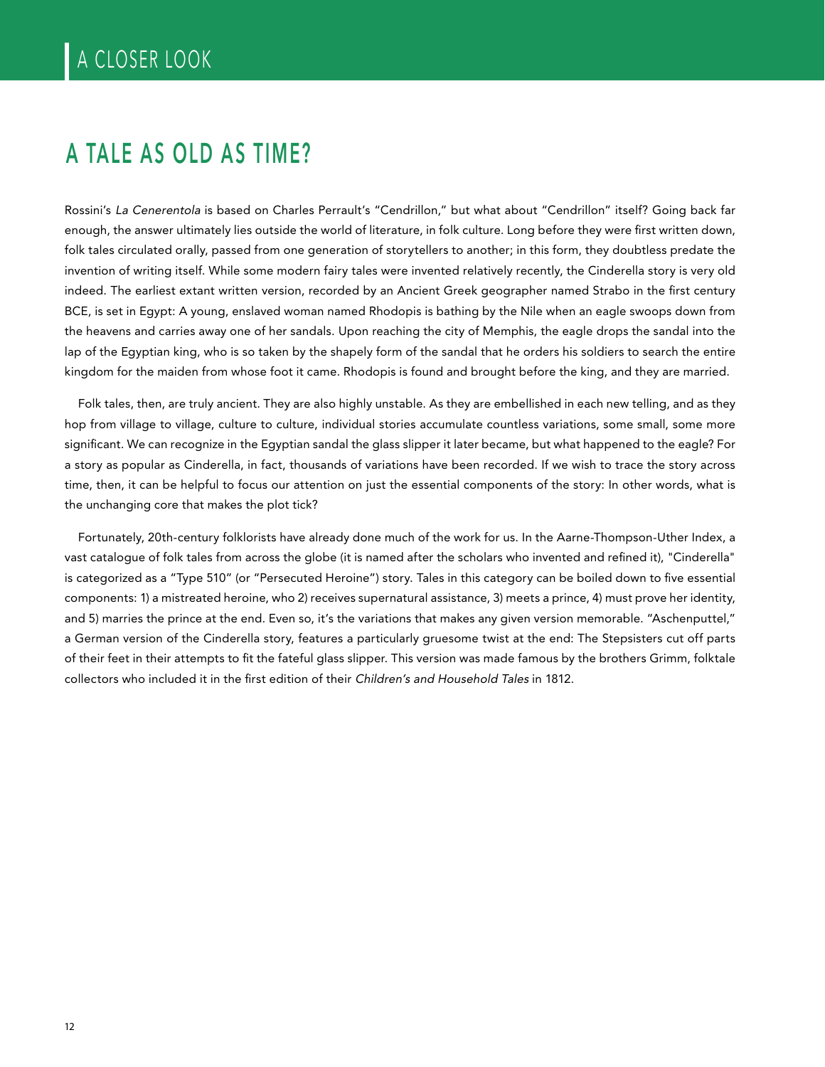A CLOSER LOOK

# A TALE AS OLD AS TIME?

Rossini's *La Cenerentola* is based on Charles Perrault's "Cendrillon," but what about "Cendrillon" itself? Going back far enough, the answer ultimately lies outside the world of literature, in folk culture. Long before they were first written down, folk tales circulated orally, passed from one generation of storytellers to another; in this form, they doubtless predate the invention of writing itself. While some modern fairy tales were invented relatively recently, the Cinderella story is very old indeed. The earliest extant written version, recorded by an Ancient Greek geographer named Strabo in the first century BCE, is set in Egypt: A young, enslaved woman named Rhodopis is bathing by the Nile when an eagle swoops down from the heavens and carries away one of her sandals. Upon reaching the city of Memphis, the eagle drops the sandal into the lap of the Egyptian king, who is so taken by the shapely form of the sandal that he orders his soldiers to search the entire kingdom for the maiden from whose foot it came. Rhodopis is found and brought before the king, and they are married.

Folk tales, then, are truly ancient. They are also highly unstable. As they are embellished in each new telling, and as they hop from village to village, culture to culture, individual stories accumulate countless variations, some small, some more significant. We can recognize in the Egyptian sandal the glass slipper it later became, but what happened to the eagle? For a story as popular as Cinderella, in fact, thousands of variations have been recorded. If we wish to trace the story across time, then, it can be helpful to focus our attention on just the essential components of the story: In other words, what is the unchanging core that makes the plot tick?

Fortunately, 20th-century folklorists have already done much of the work for us. In the Aarne-Thompson-Uther Index, a vast catalogue of folk tales from across the globe (it is named after the scholars who invented and refined it), "Cinderella" is categorized as a "Type 510" (or "Persecuted Heroine") story. Tales in this category can be boiled down to five essential components: 1) a mistreated heroine, who 2) receives supernatural assistance, 3) meets a prince, 4) must prove her identity, and 5) marries the prince at the end. Even so, it's the variations that makes any given version memorable. "Aschenputtel," a German version of the Cinderella story, features a particularly gruesome twist at the end: The Stepsisters cut off parts of their feet in their attempts to fit the fateful glass slipper. This version was made famous by the brothers Grimm, folktale collectors who included it in the first edition of their *Children's and Household Tales* in 1812.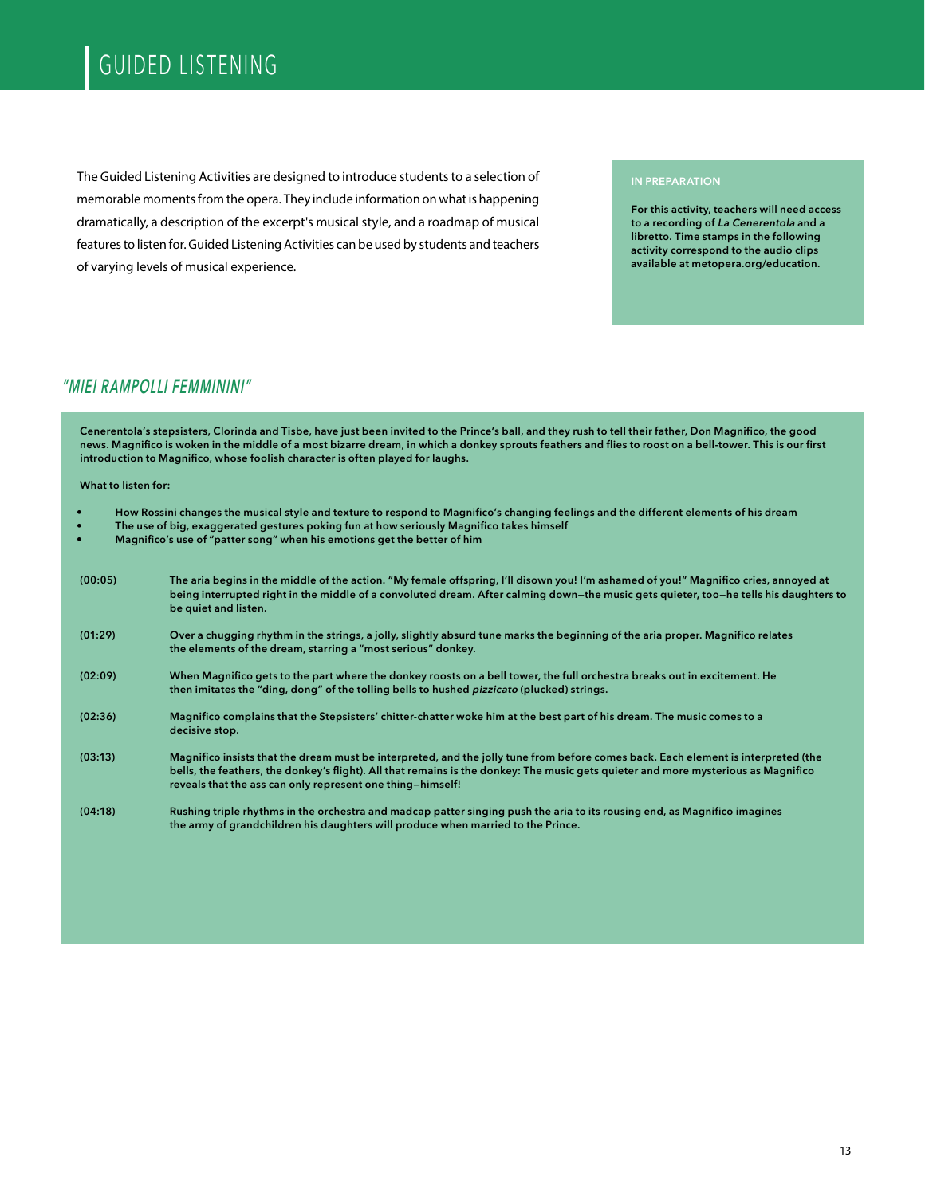# GUIDED LISTENING

The Guided Listening Activities are designed to introduce students to a selection of memorable moments from the opera. They include information on what is happening dramatically, a description of the excerpt's musical style, and a roadmap of musical features to listen for. Guided Listening Activities can be used by students and teachers of varying levels of musical experience.

**IN PREPARATION**

**For this activity, teachers will need access to a recording of *La Cenerentola* and a libretto. Time stamps in the following activity correspond to the audio clips available at metopera.org/education.**

## *"MIEI RAMPOLLI FEMMININI"*

**Cenerentola's stepsisters, Clorinda and Tisbe, have just been invited to the Prince's ball, and they rush to tell their father, Don Magnifico, the good news. Magnifico is woken in the middle of a most bizarre dream, in which a donkey sprouts feathers and flies to roost on a bell-tower. This is our first introduction to Magnifico, whose foolish character is often played for laughs.**

**What to listen for:**

- **How Rossini changes the musical style and texture to respond to Magnifico's changing feelings and the different elements of his dream**
- **The use of big, exaggerated gestures poking fun at how seriously Magnifico takes himself**
- **Magnifico's use of "patter song" when his emotions get the better of him**

**(00:05)** **The aria begins in the middle of the action. "My female offspring, I'll disown you! I'm ashamed of you!" Magnifico cries, annoyed at being interrupted right in the middle of a convoluted dream. After calming down—the music gets quieter, too—he tells his daughters to be quiet and listen.**

**(01:29)** **Over a chugging rhythm in the strings, a jolly, slightly absurd tune marks the beginning of the aria proper. Magnifico relates the elements of the dream, starring a "most serious" donkey.**

**(02:09)** **When Magnifico gets to the part where the donkey roosts on a bell tower, the full orchestra breaks out in excitement. He then imitates the "ding, dong" of the tolling bells to hushed *pizzicato* (plucked) strings.**

**(02:36)** **Magnifico complains that the Stepsisters' chitter-chatter woke him at the best part of his dream. The music comes to a decisive stop.**

**(03:13)** **Magnifico insists that the dream must be interpreted, and the jolly tune from before comes back. Each element is interpreted (the bells, the feathers, the donkey's flight). All that remains is the donkey: The music gets quieter and more mysterious as Magnifico reveals that the ass can only represent one thing—himself!**

**(04:18)** **Rushing triple rhythms in the orchestra and madcap patter singing push the aria to its rousing end, as Magnifico imagines the army of grandchildren his daughters will produce when married to the Prince.**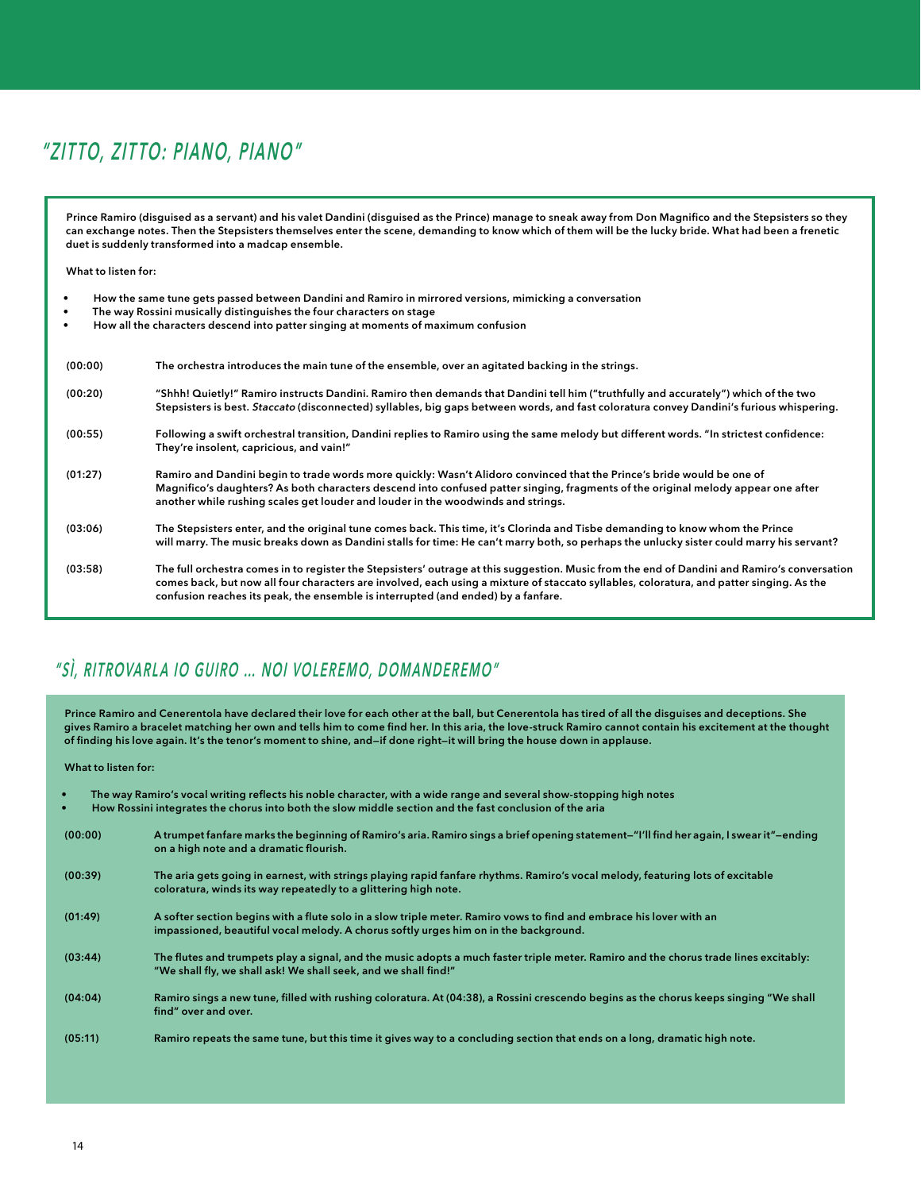## "ZITTO, ZITTO: PIANO, PIANO"

Prince Ramiro (disguised as a servant) and his valet Dandini (disguised as the Prince) manage to sneak away from Don Magnifico and the Stepsisters so they can exchange notes. Then the Stepsisters themselves enter the scene, demanding to know which of them will be the lucky bride. What had been a frenetic duet is suddenly transformed into a madcap ensemble.

What to listen for:

- How the same tune gets passed between Dandini and Ramiro in mirrored versions, mimicking a conversation
- The way Rossini musically distinguishes the four characters on stage
- How all the characters descend into patter singing at moments of maximum confusion

| | |
|---|---|
| (00:00) | The orchestra introduces the main tune of the ensemble, over an agitated backing in the strings. |
| (00:20) | "Shhh! Quietly!" Ramiro instructs Dandini. Ramiro then demands that Dandini tell him ("truthfully and accurately") which of the two Stepsisters is best. *Staccato* (disconnected) syllables, big gaps between words, and fast coloratura convey Dandini's furious whispering. |
| (00:55) | Following a swift orchestral transition, Dandini replies to Ramiro using the same melody but different words. "In strictest confidence: They're insolent, capricious, and vain!" |
| (01:27) | Ramiro and Dandini begin to trade words more quickly: Wasn't Alidoro convinced that the Prince's bride would be one of Magnifico's daughters? As both characters descend into confused patter singing, fragments of the original melody appear one after another while rushing scales get louder and louder in the woodwinds and strings. |
| (03:06) | The Stepsisters enter, and the original tune comes back. This time, it's Clorinda and Tisbe demanding to know whom the Prince will marry. The music breaks down as Dandini stalls for time: He can't marry both, so perhaps the unlucky sister could marry his servant? |
| (03:58) | The full orchestra comes in to register the Stepsisters' outrage at this suggestion. Music from the end of Dandini and Ramiro's conversation comes back, but now all four characters are involved, each using a mixture of staccato syllables, coloratura, and patter singing. As the confusion reaches its peak, the ensemble is interrupted (and ended) by a fanfare. |

## "SÌ, RITROVARLA IO GIURO … NOI VOLEREMO, DOMANDEREMO"

Prince Ramiro and Cenerentola have declared their love for each other at the ball, but Cenerentola has tired of all the disguises and deceptions. She gives Ramiro a bracelet matching her own and tells him to come find her. In this aria, the love-struck Ramiro cannot contain his excitement at the thought of finding his love again. It's the tenor's moment to shine, and—if done right—it will bring the house down in applause.

What to listen for:

- The way Ramiro's vocal writing reflects his noble character, with a wide range and several show-stopping high notes
- How Rossini integrates the chorus into both the slow middle section and the fast conclusion of the aria

| | |
|---|---|
| (00:00) | A trumpet fanfare marks the beginning of Ramiro's aria. Ramiro sings a brief opening statement—"I'll find her again, I swear it"—ending on a high note and a dramatic flourish. |
| (00:39) | The aria gets going in earnest, with strings playing rapid fanfare rhythms. Ramiro's vocal melody, featuring lots of excitable coloratura, winds its way repeatedly to a glittering high note. |
| (01:49) | A softer section begins with a flute solo in a slow triple meter. Ramiro vows to find and embrace his lover with an impassioned, beautiful vocal melody. A chorus softly urges him on in the background. |
| (03:44) | The flutes and trumpets play a signal, and the music adopts a much faster triple meter. Ramiro and the chorus trade lines excitably: "We shall fly, we shall ask! We shall seek, and we shall find!" |
| (04:04) | Ramiro sings a new tune, filled with rushing coloratura. At (04:38), a Rossini crescendo begins as the chorus keeps singing "We shall find" over and over. |
| (05:11) | Ramiro repeats the same tune, but this time it gives way to a concluding section that ends on a long, dramatic high note. |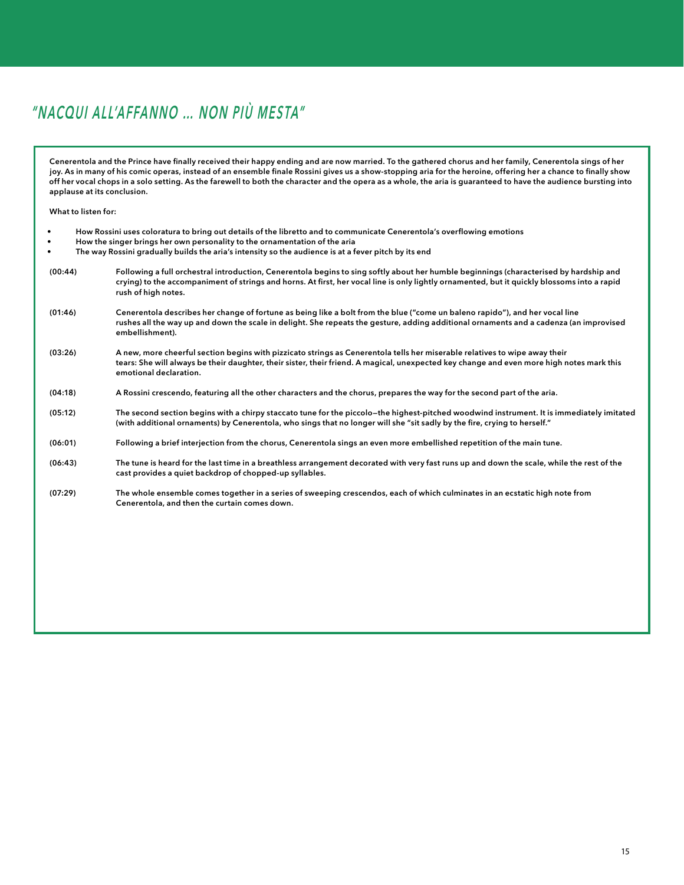## *"NACQUI ALL'AFFANNO ... NON PIÙ MESTA"*

**Cenerentola and the Prince have finally received their happy ending and are now married. To the gathered chorus and her family, Cenerentola sings of her joy. As in many of his comic operas, instead of an ensemble finale Rossini gives us a show-stopping aria for the heroine, offering her a chance to finally show off her vocal chops in a solo setting. As the farewell to both the character and the opera as a whole, the aria is guaranteed to have the audience bursting into applause at its conclusion.**

**What to listen for:**

- **How Rossini uses coloratura to bring out details of the libretto and to communicate Cenerentola's overflowing emotions**
- **How the singer brings her own personality to the ornamentation of the aria**
- **The way Rossini gradually builds the aria's intensity so the audience is at a fever pitch by its end**

| | |
|---|---|
| **(00:44)** | **Following a full orchestral introduction, Cenerentola begins to sing softly about her humble beginnings (characterised by hardship and crying) to the accompaniment of strings and horns. At first, her vocal line is only lightly ornamented, but it quickly blossoms into a rapid rush of high notes.** |
| **(01:46)** | **Cenerentola describes her change of fortune as being like a bolt from the blue ("come un baleno rapido"), and her vocal line rushes all the way up and down the scale in delight. She repeats the gesture, adding additional ornaments and a cadenza (an improvised embellishment).** |
| **(03:26)** | **A new, more cheerful section begins with pizzicato strings as Cenerentola tells her miserable relatives to wipe away their tears: She will always be their daughter, their sister, their friend. A magical, unexpected key change and even more high notes mark this emotional declaration.** |
| **(04:18)** | **A Rossini crescendo, featuring all the other characters and the chorus, prepares the way for the second part of the aria.** |
| **(05:12)** | **The second section begins with a chirpy staccato tune for the piccolo—the highest-pitched woodwind instrument. It is immediately imitated (with additional ornaments) by Cenerentola, who sings that no longer will she "sit sadly by the fire, crying to herself."** |
| **(06:01)** | **Following a brief interjection from the chorus, Cenerentola sings an even more embellished repetition of the main tune.** |
| **(06:43)** | **The tune is heard for the last time in a breathless arrangement decorated with very fast runs up and down the scale, while the rest of the cast provides a quiet backdrop of chopped-up syllables.** |
| **(07:29)** | **The whole ensemble comes together in a series of sweeping crescendos, each of which culminates in an ecstatic high note from Cenerentola, and then the curtain comes down.** |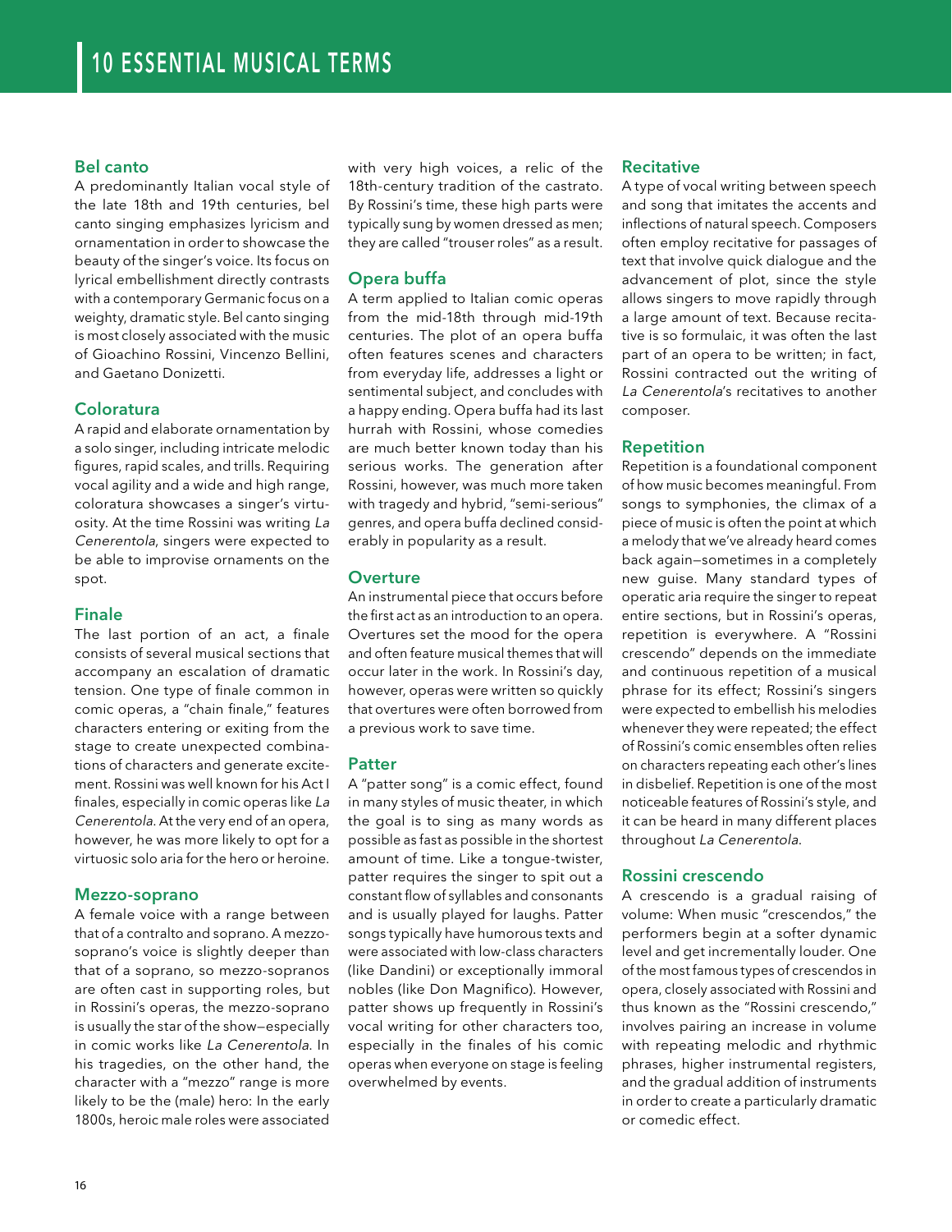# 10 ESSENTIAL MUSICAL TERMS

### Bel canto

A predominantly Italian vocal style of the late 18th and 19th centuries, bel canto singing emphasizes lyricism and ornamentation in order to showcase the beauty of the singer's voice. Its focus on lyrical embellishment directly contrasts with a contemporary Germanic focus on a weighty, dramatic style. Bel canto singing is most closely associated with the music of Gioachino Rossini, Vincenzo Bellini, and Gaetano Donizetti.

### Coloratura

A rapid and elaborate ornamentation by a solo singer, including intricate melodic figures, rapid scales, and trills. Requiring vocal agility and a wide and high range, coloratura showcases a singer's virtuosity. At the time Rossini was writing *La Cenerentola*, singers were expected to be able to improvise ornaments on the spot.

### Finale

The last portion of an act, a finale consists of several musical sections that accompany an escalation of dramatic tension. One type of finale common in comic operas, a "chain finale," features characters entering or exiting from the stage to create unexpected combinations of characters and generate excitement. Rossini was well known for his Act I finales, especially in comic operas like *La Cenerentola*. At the very end of an opera, however, he was more likely to opt for a virtuosic solo aria for the hero or heroine.

### Mezzo-soprano

A female voice with a range between that of a contralto and soprano. A mezzo-soprano's voice is slightly deeper than that of a soprano, so mezzo-sopranos are often cast in supporting roles, but in Rossini's operas, the mezzo-soprano is usually the star of the show—especially in comic works like *La Cenerentola*. In his tragedies, on the other hand, the character with a "mezzo" range is more likely to be the (male) hero: In the early 1800s, heroic male roles were associated with very high voices, a relic of the 18th-century tradition of the castrato. By Rossini's time, these high parts were typically sung by women dressed as men; they are called "trouser roles" as a result.

### Opera buffa

A term applied to Italian comic operas from the mid-18th through mid-19th centuries. The plot of an opera buffa often features scenes and characters from everyday life, addresses a light or sentimental subject, and concludes with a happy ending. Opera buffa had its last hurrah with Rossini, whose comedies are much better known today than his serious works. The generation after Rossini, however, was much more taken with tragedy and hybrid, "semi-serious" genres, and opera buffa declined considerably in popularity as a result.

### Overture

An instrumental piece that occurs before the first act as an introduction to an opera. Overtures set the mood for the opera and often feature musical themes that will occur later in the work. In Rossini's day, however, operas were written so quickly that overtures were often borrowed from a previous work to save time.

### Patter

A "patter song" is a comic effect, found in many styles of music theater, in which the goal is to sing as many words as possible as fast as possible in the shortest amount of time. Like a tongue-twister, patter requires the singer to spit out a constant flow of syllables and consonants and is usually played for laughs. Patter songs typically have humorous texts and were associated with low-class characters (like Dandini) or exceptionally immoral nobles (like Don Magnifico). However, patter shows up frequently in Rossini's vocal writing for other characters too, especially in the finales of his comic operas when everyone on stage is feeling overwhelmed by events.

### Recitative

A type of vocal writing between speech and song that imitates the accents and inflections of natural speech. Composers often employ recitative for passages of text that involve quick dialogue and the advancement of plot, since the style allows singers to move rapidly through a large amount of text. Because recitative is so formulaic, it was often the last part of an opera to be written; in fact, Rossini contracted out the writing of *La Cenerentola*'s recitatives to another composer.

### Repetition

Repetition is a foundational component of how music becomes meaningful. From songs to symphonies, the climax of a piece of music is often the point at which a melody that we've already heard comes back again—sometimes in a completely new guise. Many standard types of operatic aria require the singer to repeat entire sections, but in Rossini's operas, repetition is everywhere. A "Rossini crescendo" depends on the immediate and continuous repetition of a musical phrase for its effect; Rossini's singers were expected to embellish his melodies whenever they were repeated; the effect of Rossini's comic ensembles often relies on characters repeating each other's lines in disbelief. Repetition is one of the most noticeable features of Rossini's style, and it can be heard in many different places throughout *La Cenerentola*.

### Rossini crescendo

A crescendo is a gradual raising of volume: When music "crescendos," the performers begin at a softer dynamic level and get incrementally louder. One of the most famous types of crescendos in opera, closely associated with Rossini and thus known as the "Rossini crescendo," involves pairing an increase in volume with repeating melodic and rhythmic phrases, higher instrumental registers, and the gradual addition of instruments in order to create a particularly dramatic or comedic effect.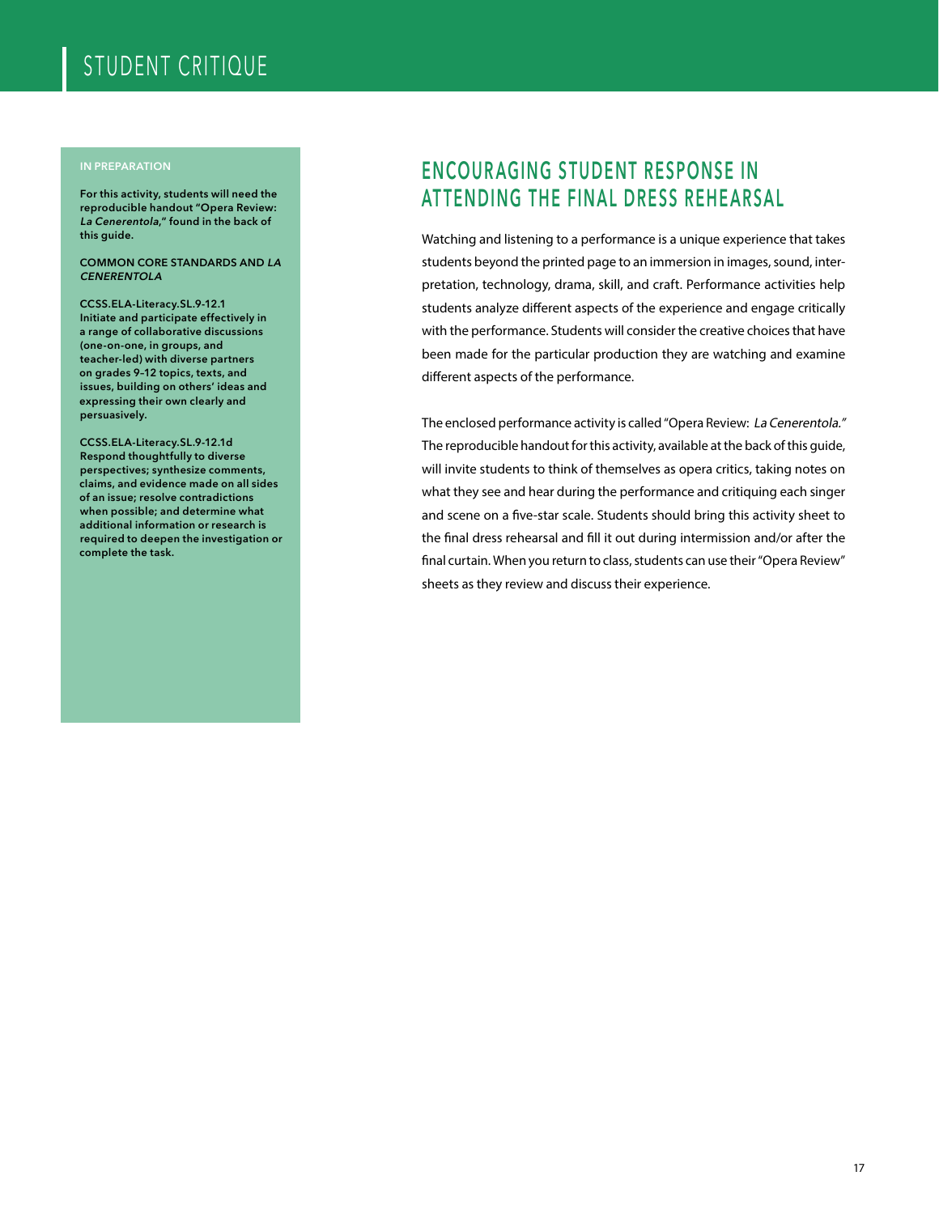# STUDENT CRITIQUE

**IN PREPARATION**

**For this activity, students will need the reproducible handout "Opera Review: *La Cenerentola*," found in the back of this guide.**

**COMMON CORE STANDARDS AND *LA CENERENTOLA***

**CCSS.ELA-Literacy.SL.9-12.1**
**Initiate and participate effectively in a range of collaborative discussions (one-on-one, in groups, and teacher-led) with diverse partners on grades 9–12 topics, texts, and issues, building on others' ideas and expressing their own clearly and persuasively.**

**CCSS.ELA-Literacy.SL.9-12.1d**
**Respond thoughtfully to diverse perspectives; synthesize comments, claims, and evidence made on all sides of an issue; resolve contradictions when possible; and determine what additional information or research is required to deepen the investigation or complete the task.**

## ENCOURAGING STUDENT RESPONSE IN ATTENDING THE FINAL DRESS REHEARSAL

Watching and listening to a performance is a unique experience that takes students beyond the printed page to an immersion in images, sound, interpretation, technology, drama, skill, and craft. Performance activities help students analyze different aspects of the experience and engage critically with the performance. Students will consider the creative choices that have been made for the particular production they are watching and examine different aspects of the performance.

The enclosed performance activity is called "Opera Review: *La Cenerentola.*" The reproducible handout for this activity, available at the back of this guide, will invite students to think of themselves as opera critics, taking notes on what they see and hear during the performance and critiquing each singer and scene on a five-star scale. Students should bring this activity sheet to the final dress rehearsal and fill it out during intermission and/or after the final curtain. When you return to class, students can use their "Opera Review" sheets as they review and discuss their experience.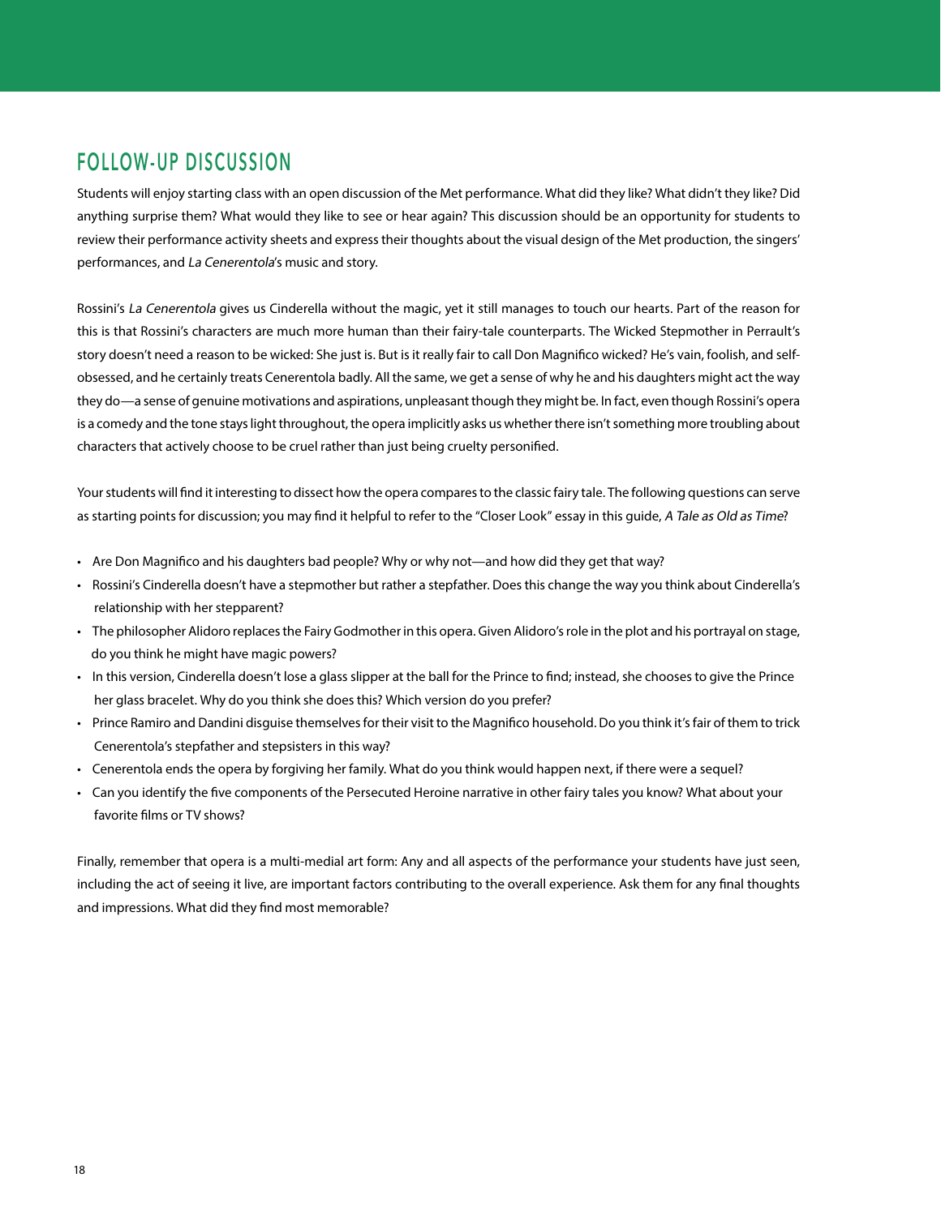## FOLLOW-UP DISCUSSION

Students will enjoy starting class with an open discussion of the Met performance. What did they like? What didn't they like? Did anything surprise them? What would they like to see or hear again? This discussion should be an opportunity for students to review their performance activity sheets and express their thoughts about the visual design of the Met production, the singers' performances, and *La Cenerentola*'s music and story.

Rossini's *La Cenerentola* gives us Cinderella without the magic, yet it still manages to touch our hearts. Part of the reason for this is that Rossini's characters are much more human than their fairy-tale counterparts. The Wicked Stepmother in Perrault's story doesn't need a reason to be wicked: She just is. But is it really fair to call Don Magnifico wicked? He's vain, foolish, and self-obsessed, and he certainly treats Cenerentola badly. All the same, we get a sense of why he and his daughters might act the way they do—a sense of genuine motivations and aspirations, unpleasant though they might be. In fact, even though Rossini's opera is a comedy and the tone stays light throughout, the opera implicitly asks us whether there isn't something more troubling about characters that actively choose to be cruel rather than just being cruelty personified.

Your students will find it interesting to dissect how the opera compares to the classic fairy tale. The following questions can serve as starting points for discussion; you may find it helpful to refer to the "Closer Look" essay in this guide, *A Tale as Old as Time*?

- Are Don Magnifico and his daughters bad people? Why or why not—and how did they get that way?
- Rossini's Cinderella doesn't have a stepmother but rather a stepfather. Does this change the way you think about Cinderella's relationship with her stepparent?
- The philosopher Alidoro replaces the Fairy Godmother in this opera. Given Alidoro's role in the plot and his portrayal on stage, do you think he might have magic powers?
- In this version, Cinderella doesn't lose a glass slipper at the ball for the Prince to find; instead, she chooses to give the Prince her glass bracelet. Why do you think she does this? Which version do you prefer?
- Prince Ramiro and Dandini disguise themselves for their visit to the Magnifico household. Do you think it's fair of them to trick Cenerentola's stepfather and stepsisters in this way?
- Cenerentola ends the opera by forgiving her family. What do you think would happen next, if there were a sequel?
- Can you identify the five components of the Persecuted Heroine narrative in other fairy tales you know? What about your favorite films or TV shows?

Finally, remember that opera is a multi-medial art form: Any and all aspects of the performance your students have just seen, including the act of seeing it live, are important factors contributing to the overall experience. Ask them for any final thoughts and impressions. What did they find most memorable?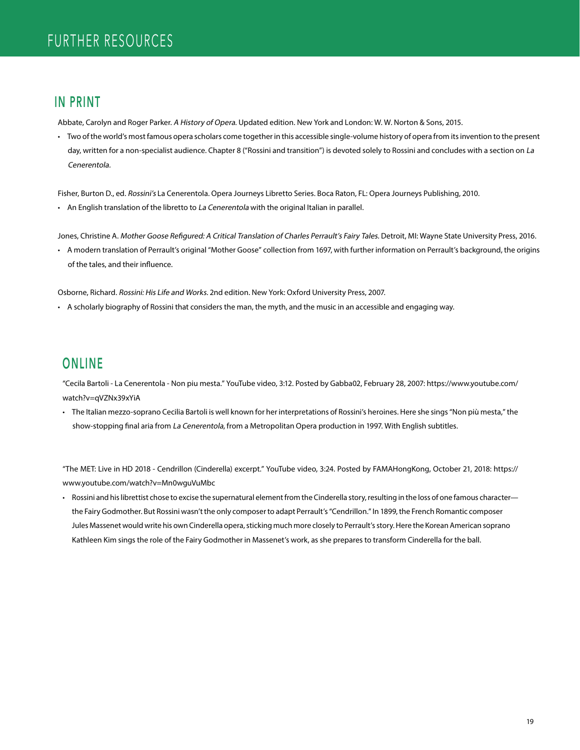# FURTHER RESOURCES

## IN PRINT

Abbate, Carolyn and Roger Parker. *A History of Opera*. Updated edition. New York and London: W. W. Norton & Sons, 2015.

- Two of the world's most famous opera scholars come together in this accessible single-volume history of opera from its invention to the present day, written for a non-specialist audience. Chapter 8 ("Rossini and transition") is devoted solely to Rossini and concludes with a section on *La Cenerentola*.

Fisher, Burton D., ed. *Rossini's* La Cenerentola. Opera Journeys Libretto Series. Boca Raton, FL: Opera Journeys Publishing, 2010.

- An English translation of the libretto to *La Cenerentola* with the original Italian in parallel.

Jones, Christine A. *Mother Goose Refigured: A Critical Translation of Charles Perrault's Fairy Tales.* Detroit, MI: Wayne State University Press, 2016.

- A modern translation of Perrault's original "Mother Goose" collection from 1697, with further information on Perrault's background, the origins of the tales, and their influence.

Osborne, Richard. *Rossini: His Life and Works.* 2nd edition. New York: Oxford University Press, 2007.

- A scholarly biography of Rossini that considers the man, the myth, and the music in an accessible and engaging way.

## ONLINE

"Cecila Bartoli - La Cenerentola - Non piu mesta." YouTube video, 3:12. Posted by Gabba02, February 28, 2007: https://www.youtube.com/watch?v=qVZNx39xYiA

- The Italian mezzo-soprano Cecilia Bartoli is well known for her interpretations of Rossini's heroines. Here she sings "Non più mesta," the show-stopping final aria from *La Cenerentola*, from a Metropolitan Opera production in 1997. With English subtitles.

"The MET: Live in HD 2018 - Cendrillon (Cinderella) excerpt." YouTube video, 3:24. Posted by FAMAHongKong, October 21, 2018: https://www.youtube.com/watch?v=Mn0wguVuMbc

- Rossini and his librettist chose to excise the supernatural element from the Cinderella story, resulting in the loss of one famous character—the Fairy Godmother. But Rossini wasn't the only composer to adapt Perrault's "Cendrillon." In 1899, the French Romantic composer Jules Massenet would write his own Cinderella opera, sticking much more closely to Perrault's story. Here the Korean American soprano Kathleen Kim sings the role of the Fairy Godmother in Massenet's work, as she prepares to transform Cinderella for the ball.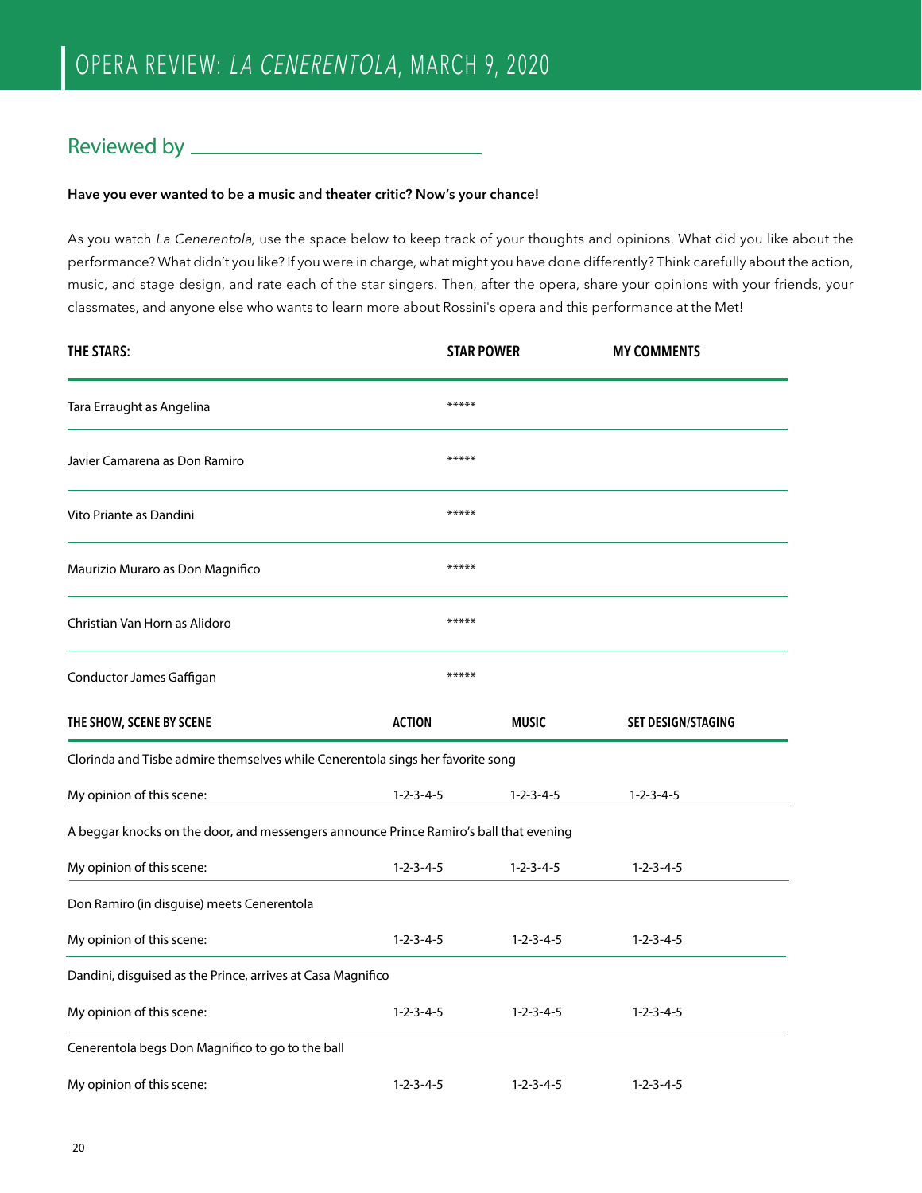# OPERA REVIEW: *LA CENERENTOLA*, MARCH 9, 2020

## Reviewed by ______________________________

**Have you ever wanted to be a music and theater critic? Now's your chance!**

As you watch *La Cenerentola,* use the space below to keep track of your thoughts and opinions. What did you like about the performance? What didn't you like? If you were in charge, what might you have done differently? Think carefully about the action, music, and stage design, and rate each of the star singers. Then, after the opera, share your opinions with your friends, your classmates, and anyone else who wants to learn more about Rossini's opera and this performance at the Met!

| THE STARS: | STAR POWER | MY COMMENTS |
|---|---|---|
| Tara Erraught as Angelina | ***** | |
| Javier Camarena as Don Ramiro | ***** | |
| Vito Priante as Dandini | ***** | |
| Maurizio Muraro as Don Magnifico | ***** | |
| Christian Van Horn as Alidoro | ***** | |
| Conductor James Gaffigan | ***** | |

| THE SHOW, SCENE BY SCENE | ACTION | MUSIC | SET DESIGN/STAGING |
|---|---|---|---|
| Clorinda and Tisbe admire themselves while Cenerentola sings her favorite song | | | |
| My opinion of this scene: | 1-2-3-4-5 | 1-2-3-4-5 | 1-2-3-4-5 |
| A beggar knocks on the door, and messengers announce Prince Ramiro's ball that evening | | | |
| My opinion of this scene: | 1-2-3-4-5 | 1-2-3-4-5 | 1-2-3-4-5 |
| Don Ramiro (in disguise) meets Cenerentola | | | |
| My opinion of this scene: | 1-2-3-4-5 | 1-2-3-4-5 | 1-2-3-4-5 |
| Dandini, disguised as the Prince, arrives at Casa Magnifico | | | |
| My opinion of this scene: | 1-2-3-4-5 | 1-2-3-4-5 | 1-2-3-4-5 |
| Cenerentola begs Don Magnifico to go to the ball | | | |
| My opinion of this scene: | 1-2-3-4-5 | 1-2-3-4-5 | 1-2-3-4-5 |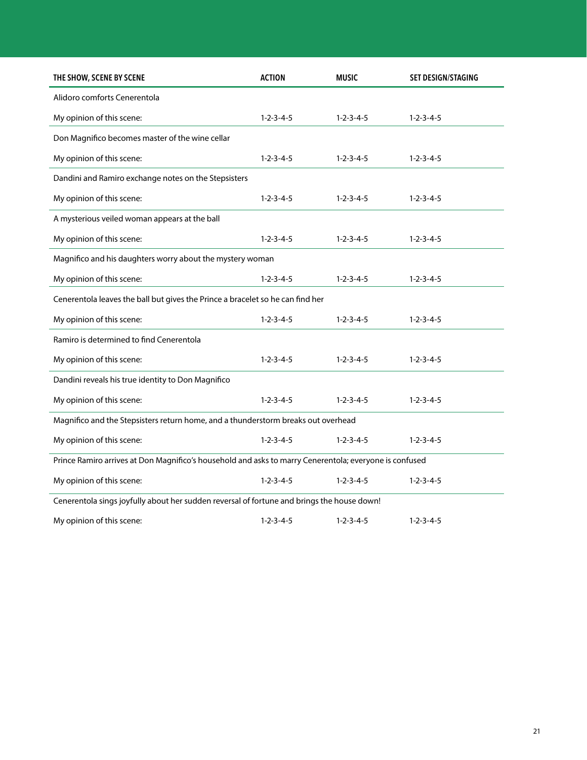| THE SHOW, SCENE BY SCENE | ACTION | MUSIC | SET DESIGN/STAGING |
|---|---|---|---|
| Alidoro comforts Cenerentola | | | |
| My opinion of this scene: | 1-2-3-4-5 | 1-2-3-4-5 | 1-2-3-4-5 |
| Don Magnifico becomes master of the wine cellar | | | |
| My opinion of this scene: | 1-2-3-4-5 | 1-2-3-4-5 | 1-2-3-4-5 |
| Dandini and Ramiro exchange notes on the Stepsisters | | | |
| My opinion of this scene: | 1-2-3-4-5 | 1-2-3-4-5 | 1-2-3-4-5 |
| A mysterious veiled woman appears at the ball | | | |
| My opinion of this scene: | 1-2-3-4-5 | 1-2-3-4-5 | 1-2-3-4-5 |
| Magnifico and his daughters worry about the mystery woman | | | |
| My opinion of this scene: | 1-2-3-4-5 | 1-2-3-4-5 | 1-2-3-4-5 |
| Cenerentola leaves the ball but gives the Prince a bracelet so he can find her | | | |
| My opinion of this scene: | 1-2-3-4-5 | 1-2-3-4-5 | 1-2-3-4-5 |
| Ramiro is determined to find Cenerentola | | | |
| My opinion of this scene: | 1-2-3-4-5 | 1-2-3-4-5 | 1-2-3-4-5 |
| Dandini reveals his true identity to Don Magnifico | | | |
| My opinion of this scene: | 1-2-3-4-5 | 1-2-3-4-5 | 1-2-3-4-5 |
| Magnifico and the Stepsisters return home, and a thunderstorm breaks out overhead | | | |
| My opinion of this scene: | 1-2-3-4-5 | 1-2-3-4-5 | 1-2-3-4-5 |
| Prince Ramiro arrives at Don Magnifico's household and asks to marry Cenerentola; everyone is confused | | | |
| My opinion of this scene: | 1-2-3-4-5 | 1-2-3-4-5 | 1-2-3-4-5 |
| Cenerentola sings joyfully about her sudden reversal of fortune and brings the house down! | | | |
| My opinion of this scene: | 1-2-3-4-5 | 1-2-3-4-5 | 1-2-3-4-5 |